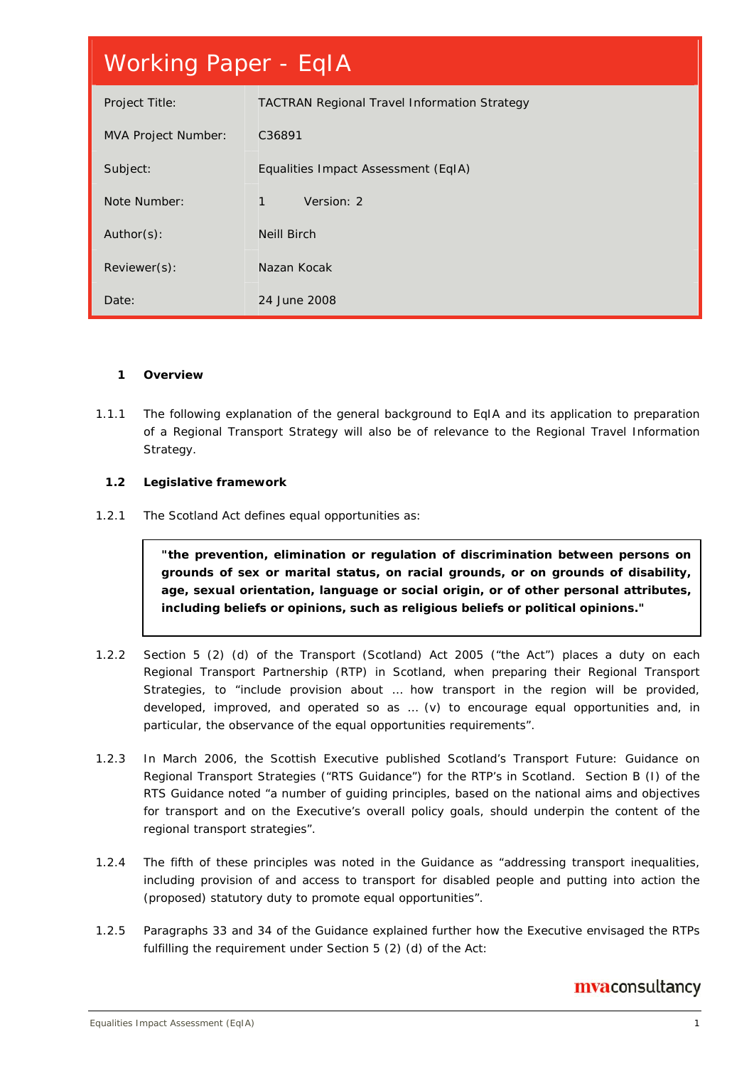# Working Paper - EqIA

| | |
|---|---|
| Project Title: | TACTRAN Regional Travel Information Strategy |
| MVA Project Number: | C36891 |
| Subject: | Equalities Impact Assessment (EqIA) |
| Note Number: | 1 Version: 2 |
| Author(s): | Neill Birch |
| Reviewer(s): | Nazan Kocak |
| Date: | 24 June 2008 |

## 1 Overview

1.1.1 The following explanation of the general background to EqIA and its application to preparation of a Regional Transport Strategy will also be of relevance to the Regional Travel Information Strategy.

### 1.2 Legislative framework

1.2.1 The Scotland Act defines equal opportunities as:

> **"the prevention, elimination or regulation of discrimination between persons on grounds of sex or marital status, on racial grounds, or on grounds of disability, age, sexual orientation, language or social origin, or of other personal attributes, including beliefs or opinions, such as religious beliefs or political opinions."**

1.2.2 Section 5 (2) (d) of the Transport (Scotland) Act 2005 ("the Act") places a duty on each Regional Transport Partnership (RTP) in Scotland, when preparing their Regional Transport Strategies, to "include provision about … how transport in the region will be provided, developed, improved, and operated so as … (v) to encourage equal opportunities and, in particular, the observance of the equal opportunities requirements".

1.2.3 In March 2006, the Scottish Executive published Scotland's Transport Future: Guidance on Regional Transport Strategies ("RTS Guidance") for the RTP's in Scotland. Section B (I) of the RTS Guidance noted "a number of guiding principles, based on the national aims and objectives for transport and on the Executive's overall policy goals, should underpin the content of the regional transport strategies".

1.2.4 The fifth of these principles was noted in the Guidance as "addressing transport inequalities, including provision of and access to transport for disabled people and putting into action the (proposed) statutory duty to promote equal opportunities".

1.2.5 Paragraphs 33 and 34 of the Guidance explained further how the Executive envisaged the RTPs fulfilling the requirement under Section 5 (2) (d) of the Act: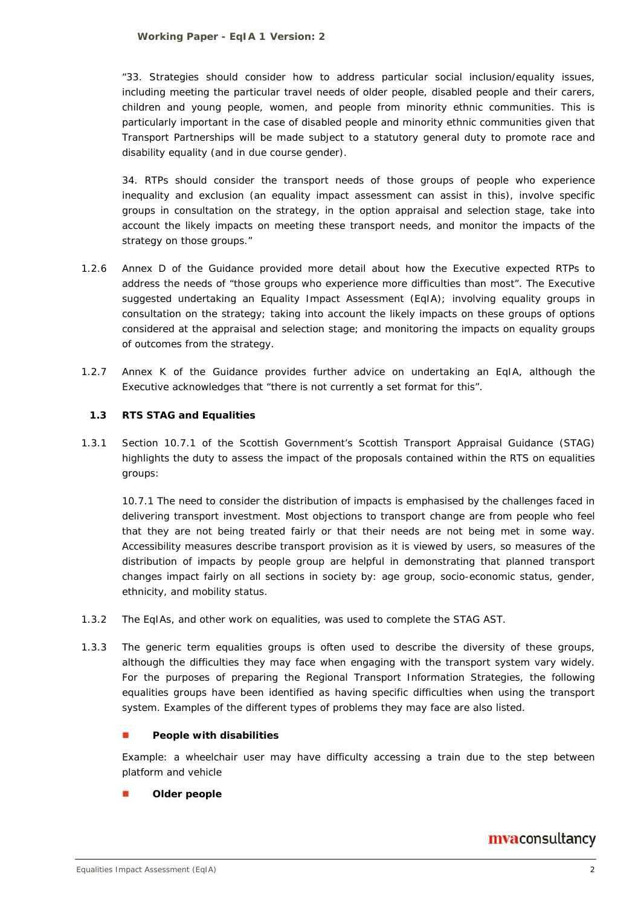"33. Strategies should consider how to address particular social inclusion/equality issues, including meeting the particular travel needs of older people, disabled people and their carers, children and young people, women, and people from minority ethnic communities. This is particularly important in the case of disabled people and minority ethnic communities given that Transport Partnerships will be made subject to a statutory general duty to promote race and disability equality (and in due course gender).

34. RTPs should consider the transport needs of those groups of people who experience inequality and exclusion (an equality impact assessment can assist in this), involve specific groups in consultation on the strategy, in the option appraisal and selection stage, take into account the likely impacts on meeting these transport needs, and monitor the impacts of the strategy on those groups."

1.2.6 Annex D of the Guidance provided more detail about how the Executive expected RTPs to address the needs of "those groups who experience more difficulties than most". The Executive suggested undertaking an Equality Impact Assessment (EqIA); involving equality groups in consultation on the strategy; taking into account the likely impacts on these groups of options considered at the appraisal and selection stage; and monitoring the impacts on equality groups of outcomes from the strategy.

1.2.7 Annex K of the Guidance provides further advice on undertaking an EqIA, although the Executive acknowledges that "there is not currently a set format for this".

## 1.3 RTS STAG and Equalities

1.3.1 Section 10.7.1 of the Scottish Government's Scottish Transport Appraisal Guidance (STAG) highlights the duty to assess the impact of the proposals contained within the RTS on equalities groups:

10.7.1 The need to consider the distribution of impacts is emphasised by the challenges faced in delivering transport investment. Most objections to transport change are from people who feel that they are not being treated fairly or that their needs are not being met in some way. Accessibility measures describe transport provision as it is viewed by users, so measures of the distribution of impacts by people group are helpful in demonstrating that planned transport changes impact fairly on all sections in society by: age group, socio-economic status, gender, ethnicity, and mobility status.

1.3.2 The EqIAs, and other work on equalities, was used to complete the STAG AST.

1.3.3 The generic term equalities groups is often used to describe the diversity of these groups, although the difficulties they may face when engaging with the transport system vary widely. For the purposes of preparing the Regional Transport Information Strategies, the following equalities groups have been identified as having specific difficulties when using the transport system. Examples of the different types of problems they may face are also listed.

- **People with disabilities**

  Example: a wheelchair user may have difficulty accessing a train due to the step between platform and vehicle

- **Older people**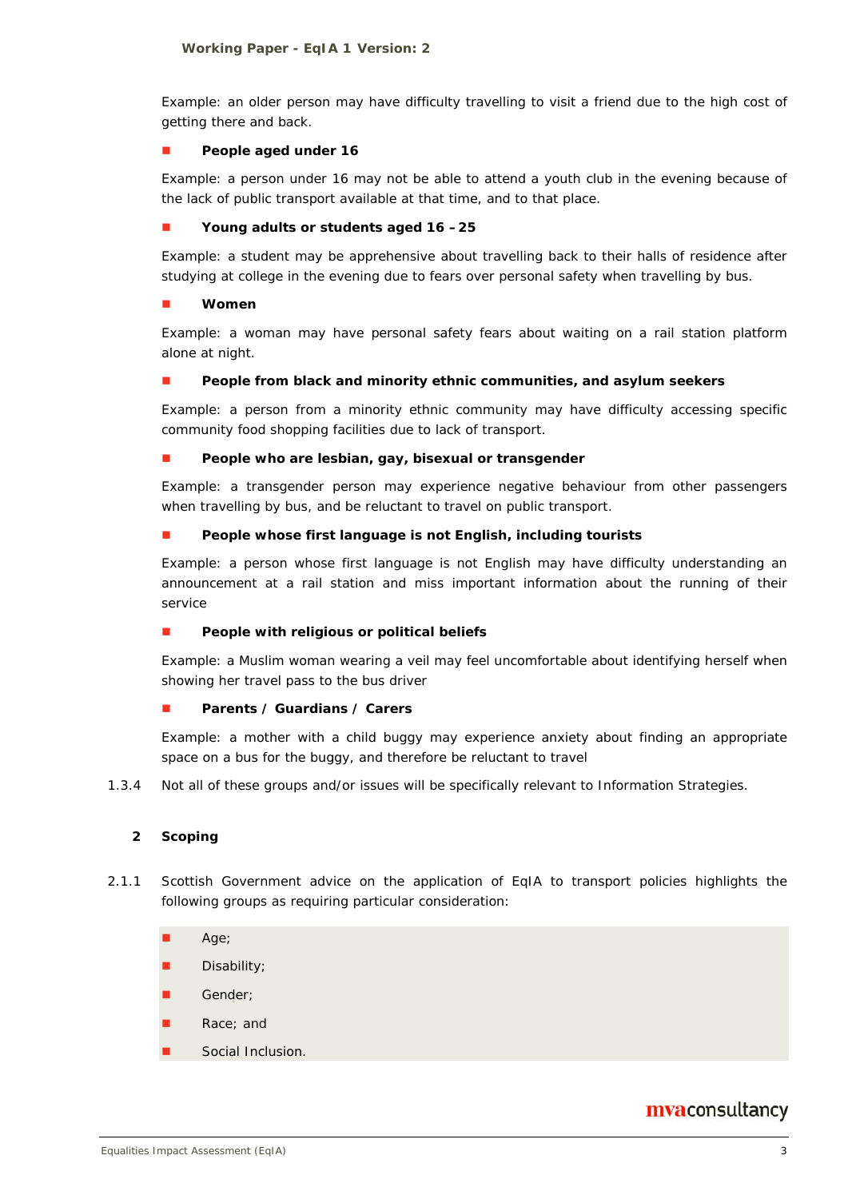Example: an older person may have difficulty travelling to visit a friend due to the high cost of getting there and back.

- **People aged under 16**

Example: a person under 16 may not be able to attend a youth club in the evening because of the lack of public transport available at that time, and to that place.

- **Young adults or students aged 16 – 25**

Example: a student may be apprehensive about travelling back to their halls of residence after studying at college in the evening due to fears over personal safety when travelling by bus.

- **Women**

Example: a woman may have personal safety fears about waiting on a rail station platform alone at night.

- **People from black and minority ethnic communities, and asylum seekers**

Example: a person from a minority ethnic community may have difficulty accessing specific community food shopping facilities due to lack of transport.

- **People who are lesbian, gay, bisexual or transgender**

Example: a transgender person may experience negative behaviour from other passengers when travelling by bus, and be reluctant to travel on public transport.

- **People whose first language is not English, including tourists**

Example: a person whose first language is not English may have difficulty understanding an announcement at a rail station and miss important information about the running of their service

- **People with religious or political beliefs**

Example: a Muslim woman wearing a veil may feel uncomfortable about identifying herself when showing her travel pass to the bus driver

- **Parents / Guardians / Carers**

Example: a mother with a child buggy may experience anxiety about finding an appropriate space on a bus for the buggy, and therefore be reluctant to travel

1.3.4 Not all of these groups and/or issues will be specifically relevant to Information Strategies.

## 2 Scoping

2.1.1 Scottish Government advice on the application of EqIA to transport policies highlights the following groups as requiring particular consideration:

- Age;
- Disability;
- Gender;
- Race; and
- Social Inclusion.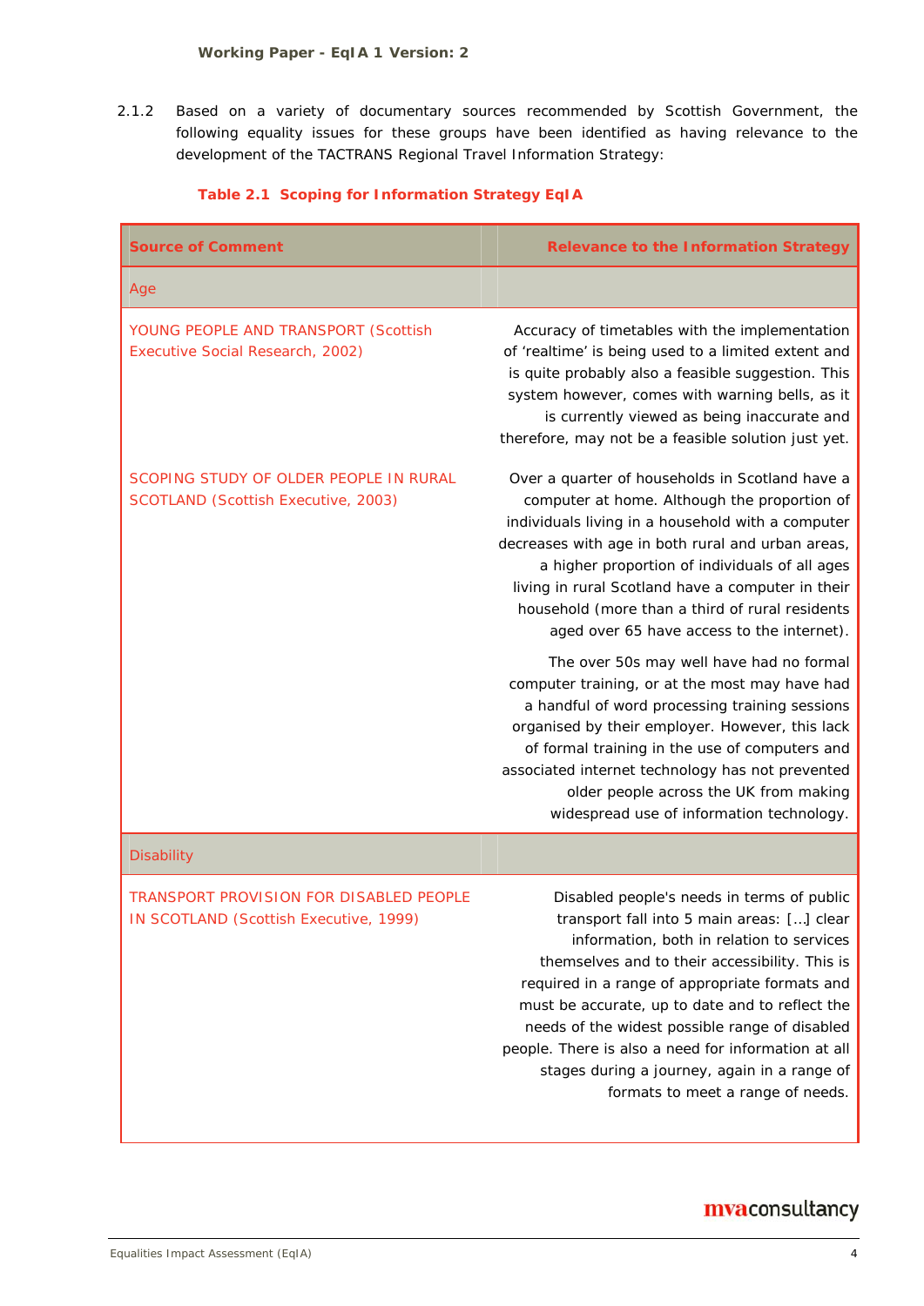2.1.2 Based on a variety of documentary sources recommended by Scottish Government, the following equality issues for these groups have been identified as having relevance to the development of the TACTRANS Regional Travel Information Strategy:

**Table 2.1 Scoping for Information Strategy EqIA**

| Source of Comment | Relevance to the Information Strategy |
|---|---|
| Age | |
| YOUNG PEOPLE AND TRANSPORT (Scottish Executive Social Research, 2002) | Accuracy of timetables with the implementation of 'realtime' is being used to a limited extent and is quite probably also a feasible suggestion. This system however, comes with warning bells, as it is currently viewed as being inaccurate and therefore, may not be a feasible solution just yet. |
| SCOPING STUDY OF OLDER PEOPLE IN RURAL SCOTLAND (Scottish Executive, 2003) | Over a quarter of households in Scotland have a computer at home. Although the proportion of individuals living in a household with a computer decreases with age in both rural and urban areas, a higher proportion of individuals of all ages living in rural Scotland have a computer in their household (more than a third of rural residents aged over 65 have access to the internet). The over 50s may well have had no formal computer training, or at the most may have had a handful of word processing training sessions organised by their employer. However, this lack of formal training in the use of computers and associated internet technology has not prevented older people across the UK from making widespread use of information technology. |
| Disability | |
| TRANSPORT PROVISION FOR DISABLED PEOPLE IN SCOTLAND (Scottish Executive, 1999) | Disabled people's needs in terms of public transport fall into 5 main areas: [...] clear information, both in relation to services themselves and to their accessibility. This is required in a range of appropriate formats and must be accurate, up to date and to reflect the needs of the widest possible range of disabled people. There is also a need for information at all stages during a journey, again in a range of formats to meet a range of needs. |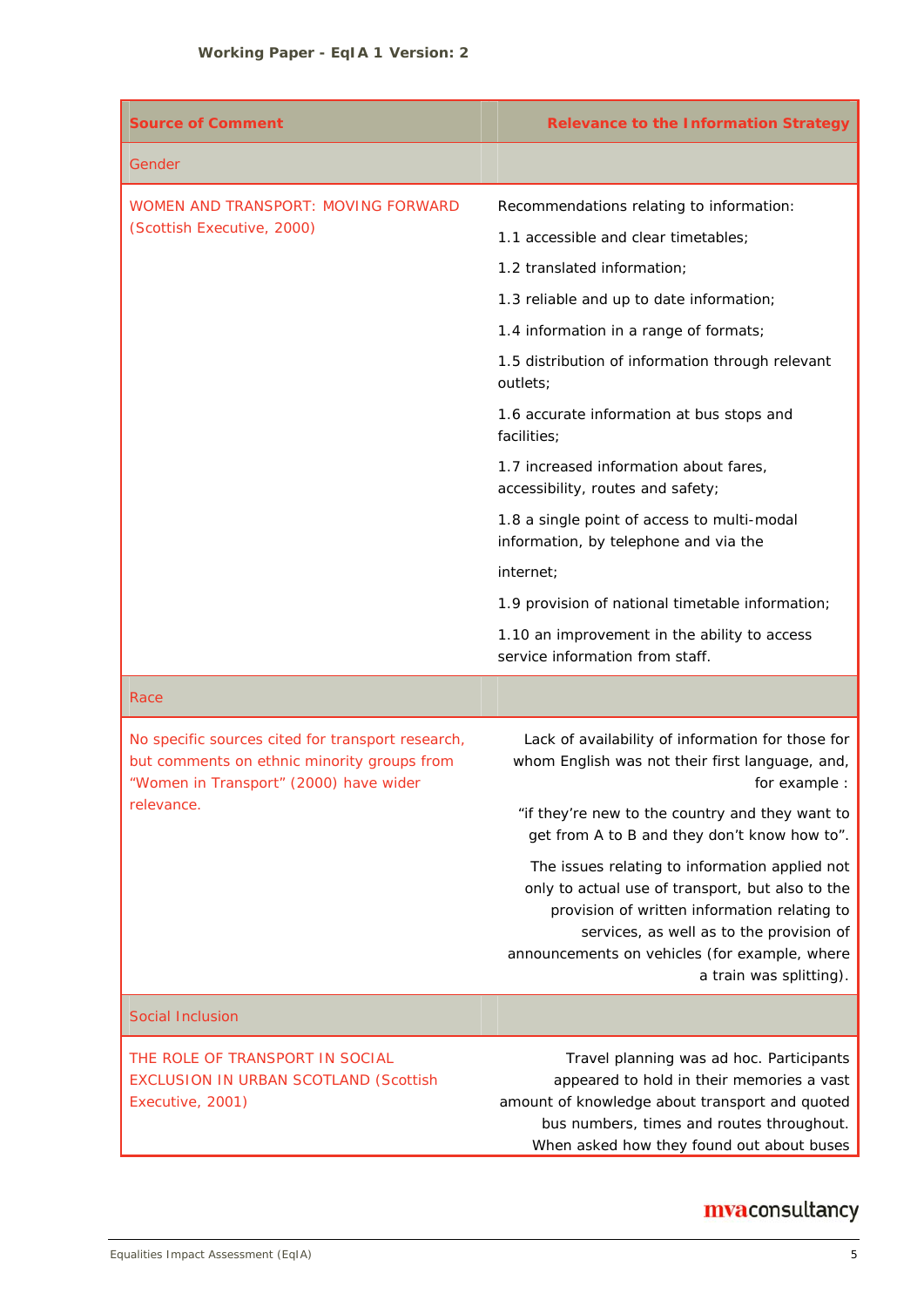| Source of Comment | Relevance to the Information Strategy |
|---|---|
| Gender | |
| WOMEN AND TRANSPORT: MOVING FORWARD (Scottish Executive, 2000) | Recommendations relating to information:<br>1.1 accessible and clear timetables;<br>1.2 translated information;<br>1.3 reliable and up to date information;<br>1.4 information in a range of formats;<br>1.5 distribution of information through relevant outlets;<br>1.6 accurate information at bus stops and facilities;<br>1.7 increased information about fares, accessibility, routes and safety;<br>1.8 a single point of access to multi-modal information, by telephone and via the internet;<br>1.9 provision of national timetable information;<br>1.10 an improvement in the ability to access service information from staff. |
| Race | |
| No specific sources cited for transport research, but comments on ethnic minority groups from "Women in Transport" (2000) have wider relevance. | Lack of availability of information for those for whom English was not their first language, and, for example :<br>"if they're new to the country and they want to get from A to B and they don't know how to".<br>The issues relating to information applied not only to actual use of transport, but also to the provision of written information relating to services, as well as to the provision of announcements on vehicles (for example, where a train was splitting). |
| Social Inclusion | |
| THE ROLE OF TRANSPORT IN SOCIAL EXCLUSION IN URBAN SCOTLAND (Scottish Executive, 2001) | Travel planning was ad hoc. Participants appeared to hold in their memories a vast amount of knowledge about transport and quoted bus numbers, times and routes throughout. When asked how they found out about buses |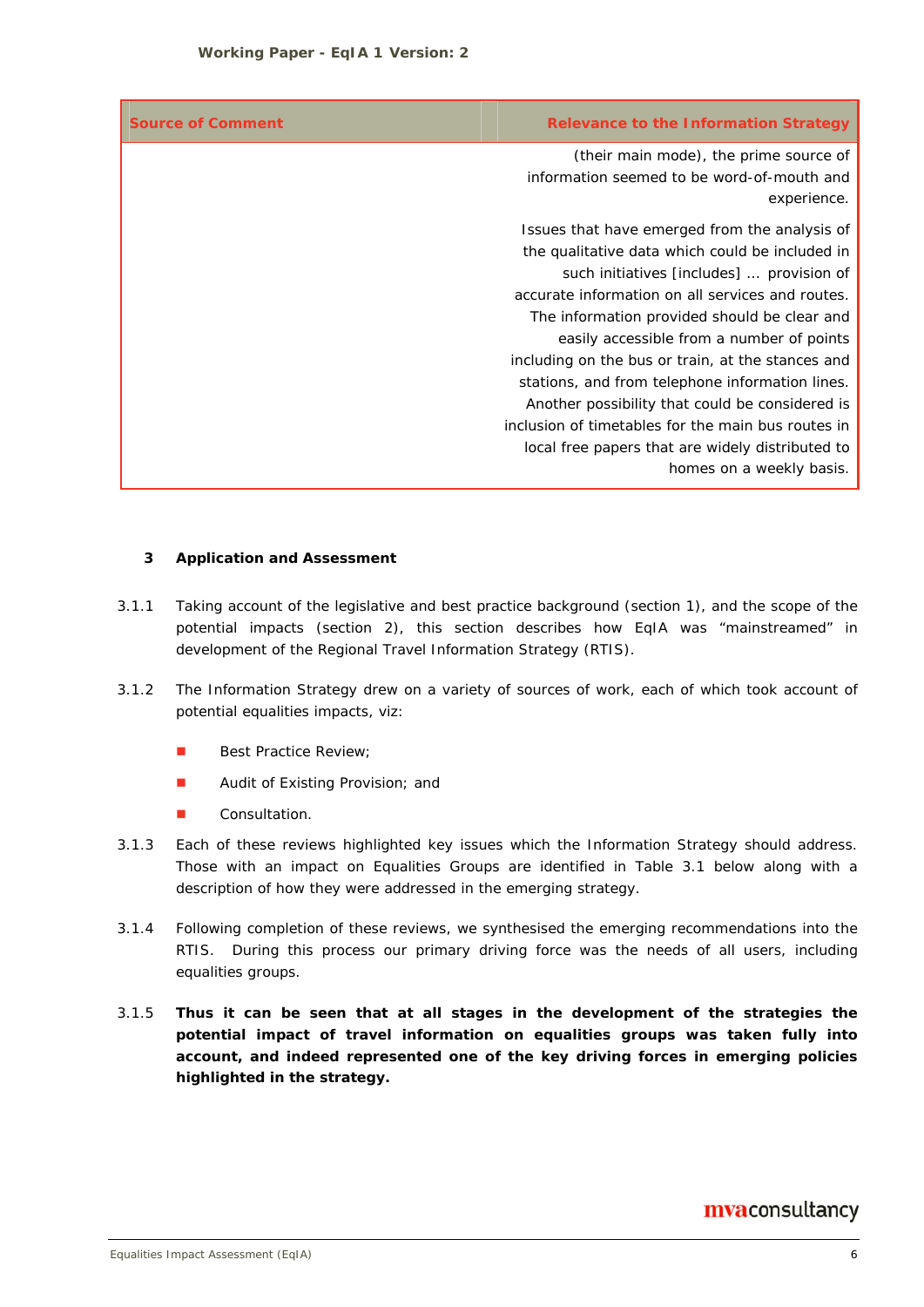| Source of Comment | Relevance to the Information Strategy |
|---|---|
| | (their main mode), the prime source of information seemed to be word-of-mouth and experience.<br><br>Issues that have emerged from the analysis of the qualitative data which could be included in such initiatives [includes] … provision of accurate information on all services and routes. The information provided should be clear and easily accessible from a number of points including on the bus or train, at the stances and stations, and from telephone information lines. Another possibility that could be considered is inclusion of timetables for the main bus routes in local free papers that are widely distributed to homes on a weekly basis. |

## 3 Application and Assessment

3.1.1 Taking account of the legislative and best practice background (section 1), and the scope of the potential impacts (section 2), this section describes how EqIA was "mainstreamed" in development of the Regional Travel Information Strategy (RTIS).

3.1.2 The Information Strategy drew on a variety of sources of work, each of which took account of potential equalities impacts, viz:

- Best Practice Review;
- Audit of Existing Provision; and
- Consultation.

3.1.3 Each of these reviews highlighted key issues which the Information Strategy should address. Those with an impact on Equalities Groups are identified in Table 3.1 below along with a description of how they were addressed in the emerging strategy.

3.1.4 Following completion of these reviews, we synthesised the emerging recommendations into the RTIS. During this process our primary driving force was the needs of all users, including equalities groups.

3.1.5 **Thus it can be seen that at all stages in the development of the strategies the potential impact of travel information on equalities groups was taken fully into account, and indeed represented one of the key driving forces in emerging policies highlighted in the strategy.**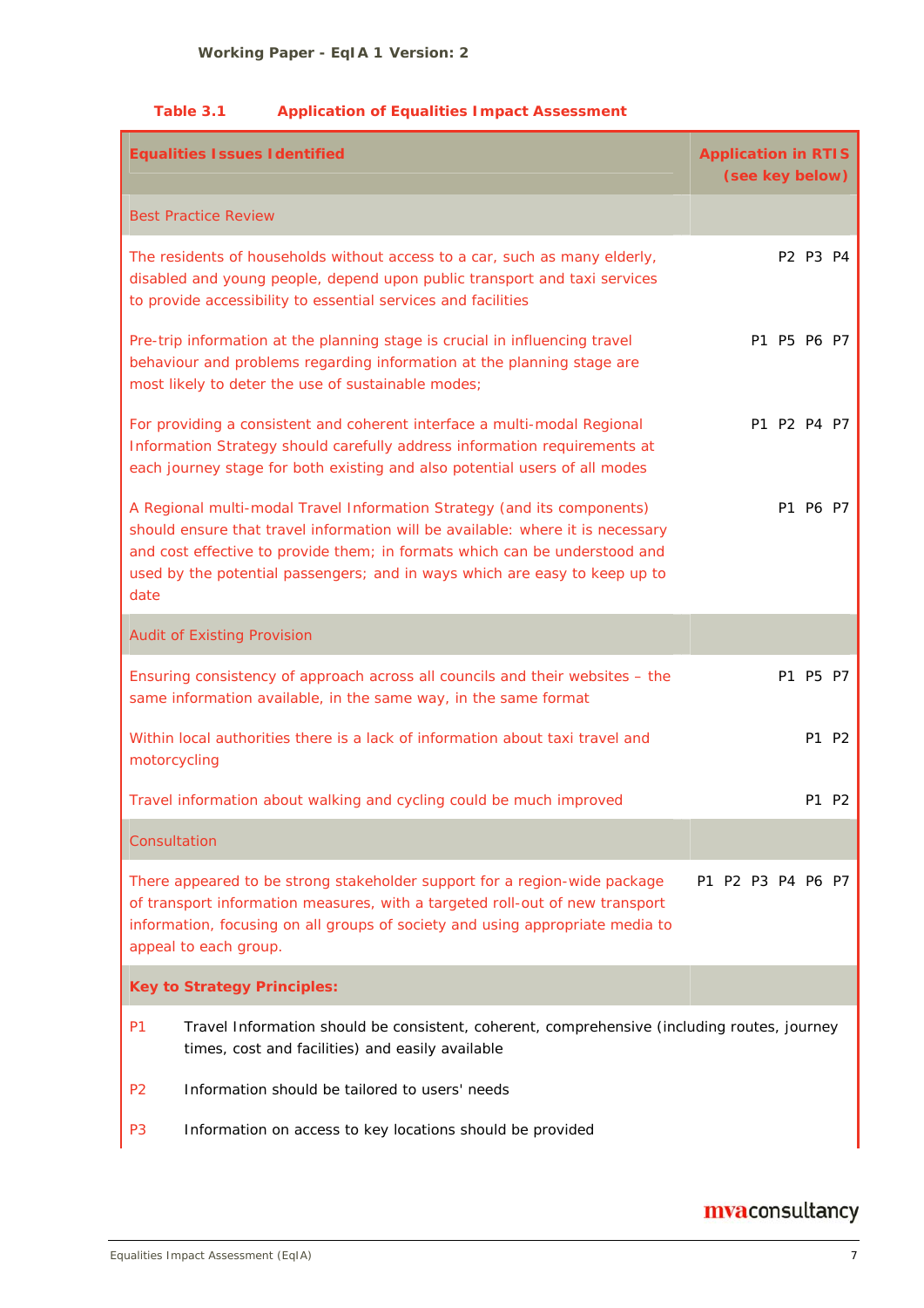**Table 3.1 Application of Equalities Impact Assessment**

| Equalities Issues Identified | Application in RTIS (see key below) |
|---|---|
| **Best Practice Review** | |
| The residents of households without access to a car, such as many elderly, disabled and young people, depend upon public transport and taxi services to provide accessibility to essential services and facilities | P2 P3 P4 |
| Pre-trip information at the planning stage is crucial in influencing travel behaviour and problems regarding information at the planning stage are most likely to deter the use of sustainable modes; | P1 P5 P6 P7 |
| For providing a consistent and coherent interface a multi-modal Regional Information Strategy should carefully address information requirements at each journey stage for both existing and also potential users of all modes | P1 P2 P4 P7 |
| A Regional multi-modal Travel Information Strategy (and its components) should ensure that travel information will be available: where it is necessary and cost effective to provide them; in formats which can be understood and used by the potential passengers; and in ways which are easy to keep up to date | P1 P6 P7 |
| **Audit of Existing Provision** | |
| Ensuring consistency of approach across all councils and their websites – the same information available, in the same way, in the same format | P1 P5 P7 |
| Within local authorities there is a lack of information about taxi travel and motorcycling | P1 P2 |
| Travel information about walking and cycling could be much improved | P1 P2 |
| **Consultation** | |
| There appeared to be strong stakeholder support for a region-wide package of transport information measures, with a targeted roll-out of new transport information, focusing on all groups of society and using appropriate media to appeal to each group. | P1 P2 P3 P4 P6 P7 |
| **Key to Strategy Principles:** | |
| P1 Travel Information should be consistent, coherent, comprehensive (including routes, journey times, cost and facilities) and easily available | |
| P2 Information should be tailored to users' needs | |
| P3 Information on access to key locations should be provided | |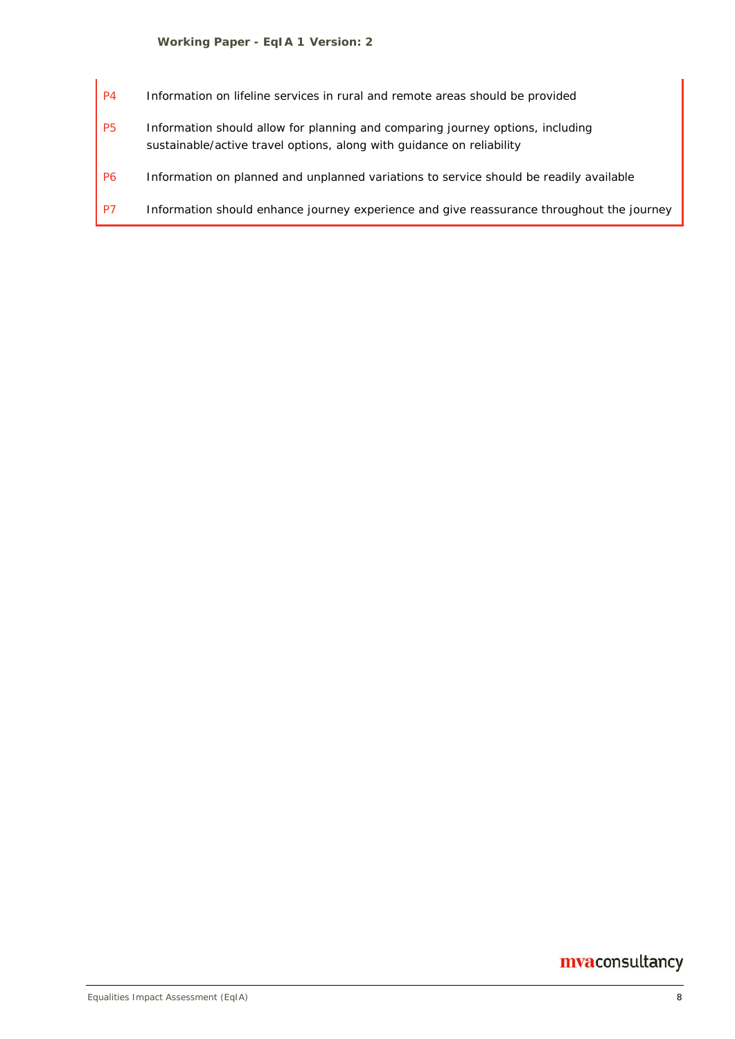| | |
|---|---|
| P4 | Information on lifeline services in rural and remote areas should be provided |
| P5 | Information should allow for planning and comparing journey options, including sustainable/active travel options, along with guidance on reliability |
| P6 | Information on planned and unplanned variations to service should be readily available |
| P7 | Information should enhance journey experience and give reassurance throughout the journey |